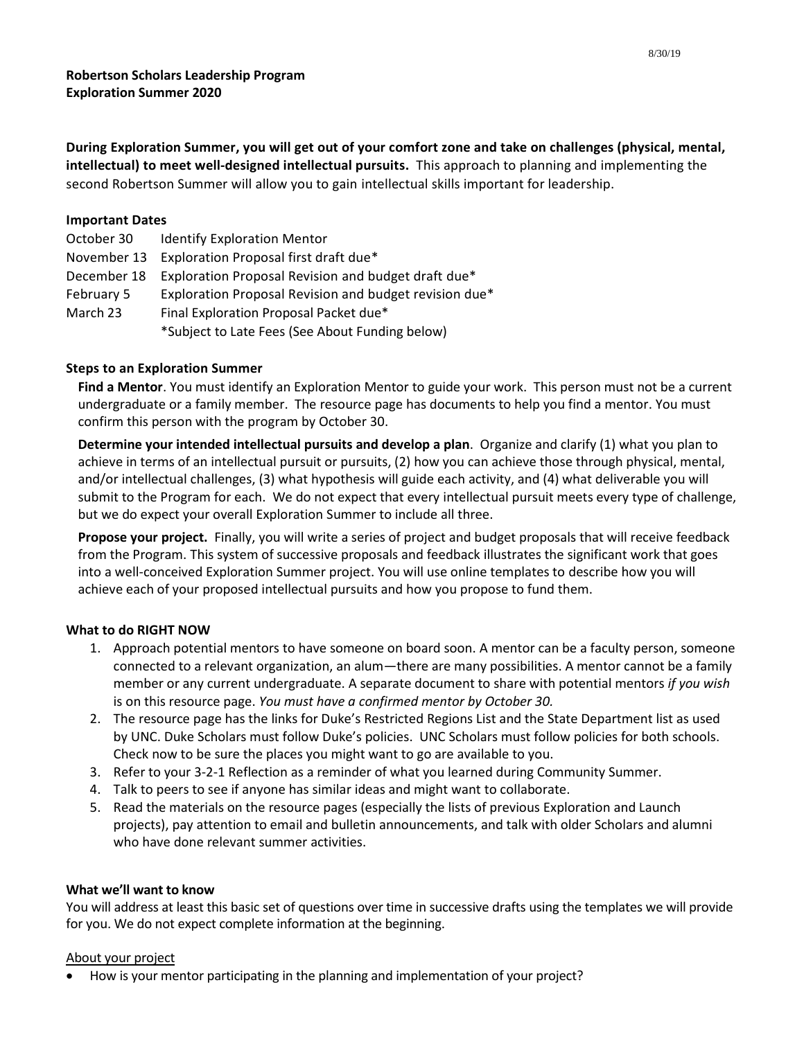8/30/19

**Robertson Scholars Leadership Program**
**Exploration Summer 2020**

**During Exploration Summer, you will get out of your comfort zone and take on challenges (physical, mental, intellectual) to meet well-designed intellectual pursuits.** This approach to planning and implementing the second Robertson Summer will allow you to gain intellectual skills important for leadership.

### Important Dates

| | |
|---|---|
| October 30 | Identify Exploration Mentor |
| November 13 | Exploration Proposal first draft due* |
| December 18 | Exploration Proposal Revision and budget draft due* |
| February 5 | Exploration Proposal Revision and budget revision due* |
| March 23 | Final Exploration Proposal Packet due* |
| | *Subject to Late Fees (See About Funding below) |

### Steps to an Exploration Summer

**Find a Mentor**. You must identify an Exploration Mentor to guide your work. This person must not be a current undergraduate or a family member. The resource page has documents to help you find a mentor. You must confirm this person with the program by October 30.

**Determine your intended intellectual pursuits and develop a plan**. Organize and clarify (1) what you plan to achieve in terms of an intellectual pursuit or pursuits, (2) how you can achieve those through physical, mental, and/or intellectual challenges, (3) what hypothesis will guide each activity, and (4) what deliverable you will submit to the Program for each. We do not expect that every intellectual pursuit meets every type of challenge, but we do expect your overall Exploration Summer to include all three.

**Propose your project.** Finally, you will write a series of project and budget proposals that will receive feedback from the Program. This system of successive proposals and feedback illustrates the significant work that goes into a well-conceived Exploration Summer project. You will use online templates to describe how you will achieve each of your proposed intellectual pursuits and how you propose to fund them.

### What to do RIGHT NOW

1. Approach potential mentors to have someone on board soon. A mentor can be a faculty person, someone connected to a relevant organization, an alum—there are many possibilities. A mentor cannot be a family member or any current undergraduate. A separate document to share with potential mentors *if you wish* is on this resource page. *You must have a confirmed mentor by October 30.*
2. The resource page has the links for Duke's Restricted Regions List and the State Department list as used by UNC. Duke Scholars must follow Duke's policies. UNC Scholars must follow policies for both schools. Check now to be sure the places you might want to go are available to you.
3. Refer to your 3-2-1 Reflection as a reminder of what you learned during Community Summer.
4. Talk to peers to see if anyone has similar ideas and might want to collaborate.
5. Read the materials on the resource pages (especially the lists of previous Exploration and Launch projects), pay attention to email and bulletin announcements, and talk with older Scholars and alumni who have done relevant summer activities.

### What we'll want to know

You will address at least this basic set of questions over time in successive drafts using the templates we will provide for you. We do not expect complete information at the beginning.

<u>About your project</u>

- How is your mentor participating in the planning and implementation of your project?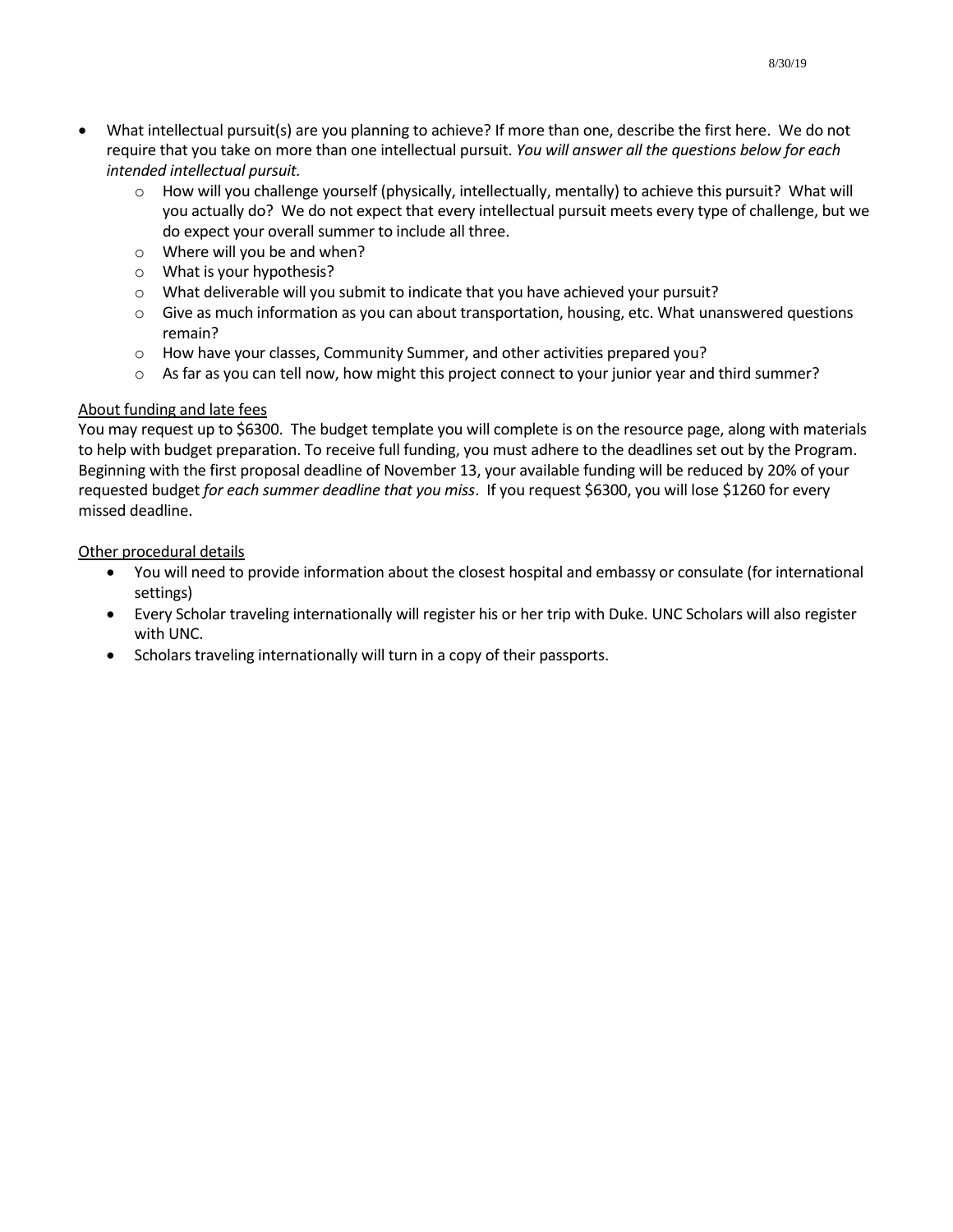- What intellectual pursuit(s) are you planning to achieve? If more than one, describe the first here. We do not require that you take on more than one intellectual pursuit. *You will answer all the questions below for each intended intellectual pursuit.*
  - How will you challenge yourself (physically, intellectually, mentally) to achieve this pursuit? What will you actually do? We do not expect that every intellectual pursuit meets every type of challenge, but we do expect your overall summer to include all three.
  - Where will you be and when?
  - What is your hypothesis?
  - What deliverable will you submit to indicate that you have achieved your pursuit?
  - Give as much information as you can about transportation, housing, etc. What unanswered questions remain?
  - How have your classes, Community Summer, and other activities prepared you?
  - As far as you can tell now, how might this project connect to your junior year and third summer?

<u>About funding and late fees</u>

You may request up to $6300. The budget template you will complete is on the resource page, along with materials to help with budget preparation. To receive full funding, you must adhere to the deadlines set out by the Program. Beginning with the first proposal deadline of November 13, your available funding will be reduced by 20% of your requested budget *for each summer deadline that you miss*. If you request $6300, you will lose $1260 for every missed deadline.

<u>Other procedural details</u>

- You will need to provide information about the closest hospital and embassy or consulate (for international settings)
- Every Scholar traveling internationally will register his or her trip with Duke. UNC Scholars will also register with UNC.
- Scholars traveling internationally will turn in a copy of their passports.